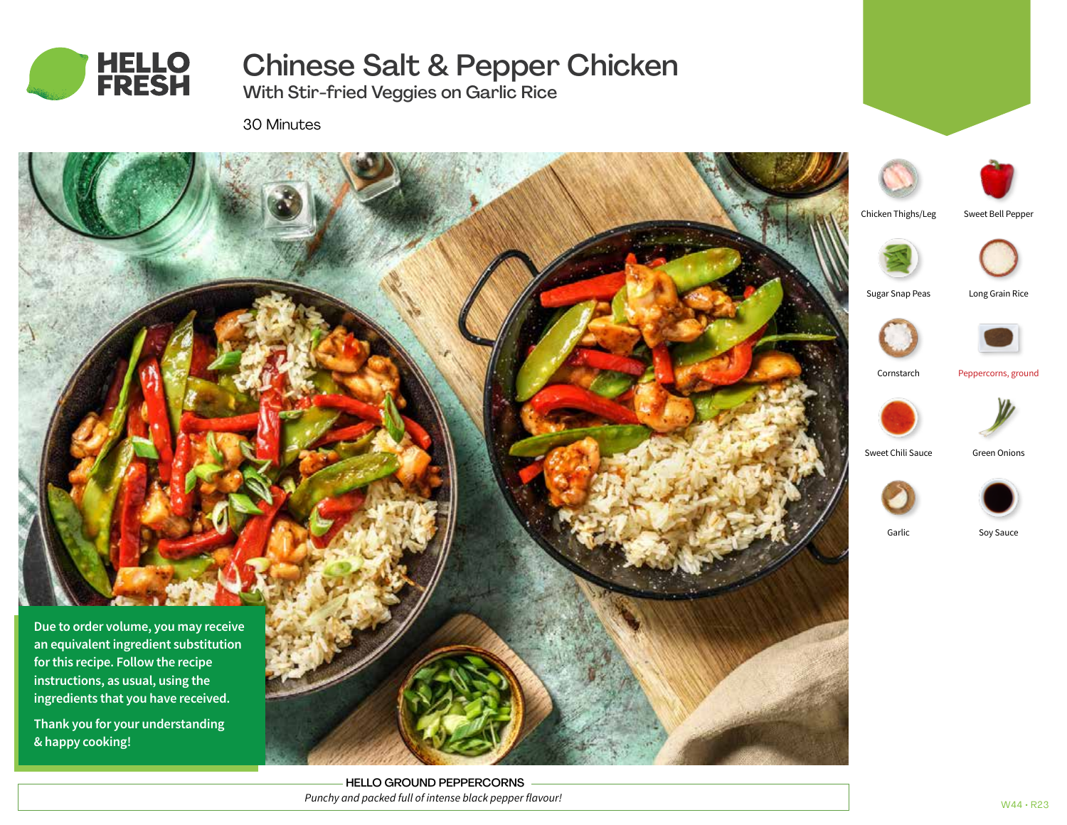# Chinese Salt & Pepper Chicken

## With Stir-fried Veggies on Garlic Rice

30 Minutes

- Chicken Thighs/Leg
- Sweet Bell Pepper
- Sugar Snap Peas
- Long Grain Rice
- Cornstarch
- Peppercorns, ground
- Sweet Chili Sauce
- Green Onions
- Garlic
- Soy Sauce

**Due to order volume, you may receive an equivalent ingredient substitution for this recipe. Follow the recipe instructions, as usual, using the ingredients that you have received.**

**Thank you for your understanding & happy cooking!**

HELLO GROUND PEPPERCORNS

*Punchy and packed full of intense black pepper flavour!*

W44 • R23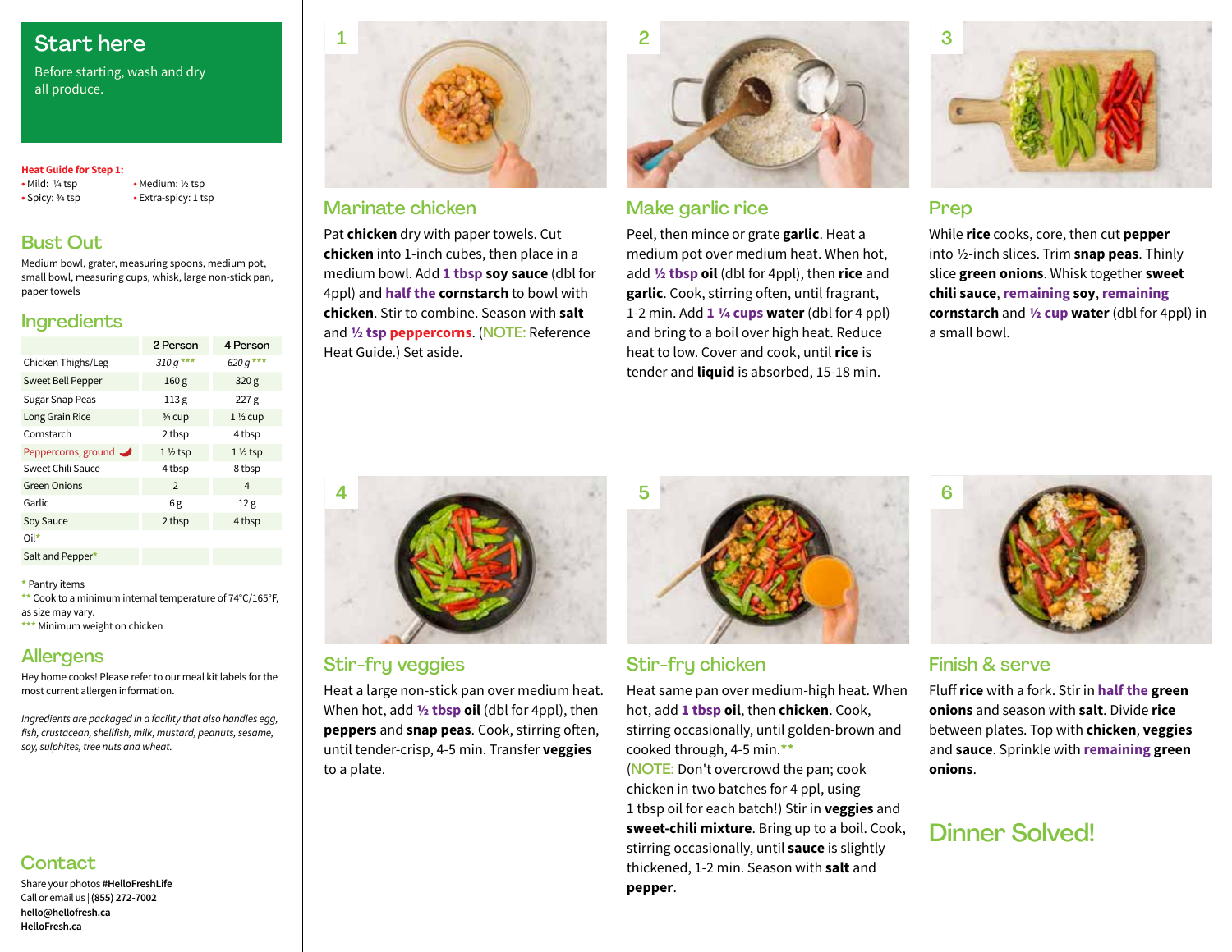## Start here

Before starting, wash and dry all produce.

**Heat Guide for Step 1:**

- Mild: ¼ tsp
- Medium: ½ tsp
- Spicy: ¾ tsp
- Extra-spicy: 1 tsp

## Bust Out

Medium bowl, grater, measuring spoons, medium pot, small bowl, measuring cups, whisk, large non-stick pan, paper towels

## Ingredients

| | 2 Person | 4 Person |
|---|---|---|
| Chicken Thighs/Leg | *310 g \*\*\** | *620 g \*\*\** |
| Sweet Bell Pepper | 160 g | 320 g |
| Sugar Snap Peas | 113 g | 227 g |
| Long Grain Rice | ¾ cup | 1 ½ cup |
| Cornstarch | 2 tbsp | 4 tbsp |
| Peppercorns, ground | 1 ½ tsp | 1 ½ tsp |
| Sweet Chili Sauce | 4 tbsp | 8 tbsp |
| Green Onions | 2 | 4 |
| Garlic | 6 g | 12 g |
| Soy Sauce | 2 tbsp | 4 tbsp |
| Oil* | | |
| Salt and Pepper* | | |

\* Pantry items

\*\* Cook to a minimum internal temperature of 74°C/165°F, as size may vary.

\*\*\* Minimum weight on chicken

## Allergens

Hey home cooks! Please refer to our meal kit labels for the most current allergen information.

*Ingredients are packaged in a facility that also handles egg, fish, crustacean, shellfish, milk, mustard, peanuts, sesame, soy, sulphites, tree nuts and wheat.*

## Contact

Share your photos **#HelloFreshLife**
Call or email us | **(855) 272-7002**
**hello@hellofresh.ca**
**HelloFresh.ca**

### 1 Marinate chicken

Pat **chicken** dry with paper towels. Cut **chicken** into 1-inch cubes, then place in a medium bowl. Add **1 tbsp soy sauce** (dbl for 4ppl) and **half the cornstarch** to bowl with **chicken**. Stir to combine. Season with **salt** and **½ tsp peppercorns**. (NOTE: Reference Heat Guide.) Set aside.

### 2 Make garlic rice

Peel, then mince or grate **garlic**. Heat a medium pot over medium heat. When hot, add **½ tbsp oil** (dbl for 4ppl), then **rice** and **garlic**. Cook, stirring often, until fragrant, 1-2 min. Add **1 ¼ cups water** (dbl for 4 ppl) and bring to a boil over high heat. Reduce heat to low. Cover and cook, until **rice** is tender and **liquid** is absorbed, 15-18 min.

### 3 Prep

While **rice** cooks, core, then cut **pepper** into ½-inch slices. Trim **snap peas**. Thinly slice **green onions**. Whisk together **sweet chili sauce**, **remaining soy**, **remaining cornstarch** and **½ cup water** (dbl for 4ppl) in a small bowl.

### 4 Stir-fry veggies

Heat a large non-stick pan over medium heat. When hot, add **½ tbsp oil** (dbl for 4ppl), then **peppers** and **snap peas**. Cook, stirring often, until tender-crisp, 4-5 min. Transfer **veggies** to a plate.

### 5 Stir-fry chicken

Heat same pan over medium-high heat. When hot, add **1 tbsp oil**, then **chicken**. Cook, stirring occasionally, until golden-brown and cooked through, 4-5 min.\*\*
(NOTE: Don't overcrowd the pan; cook chicken in two batches for 4 ppl, using 1 tbsp oil for each batch!) Stir in **veggies** and **sweet-chili mixture**. Bring up to a boil. Cook, stirring occasionally, until **sauce** is slightly thickened, 1-2 min. Season with **salt** and **pepper**.

### 6 Finish & serve

Fluff **rice** with a fork. Stir in **half the green onions** and season with **salt**. Divide **rice** between plates. Top with **chicken**, **veggies** and **sauce**. Sprinkle with **remaining green onions**.

## Dinner Solved!